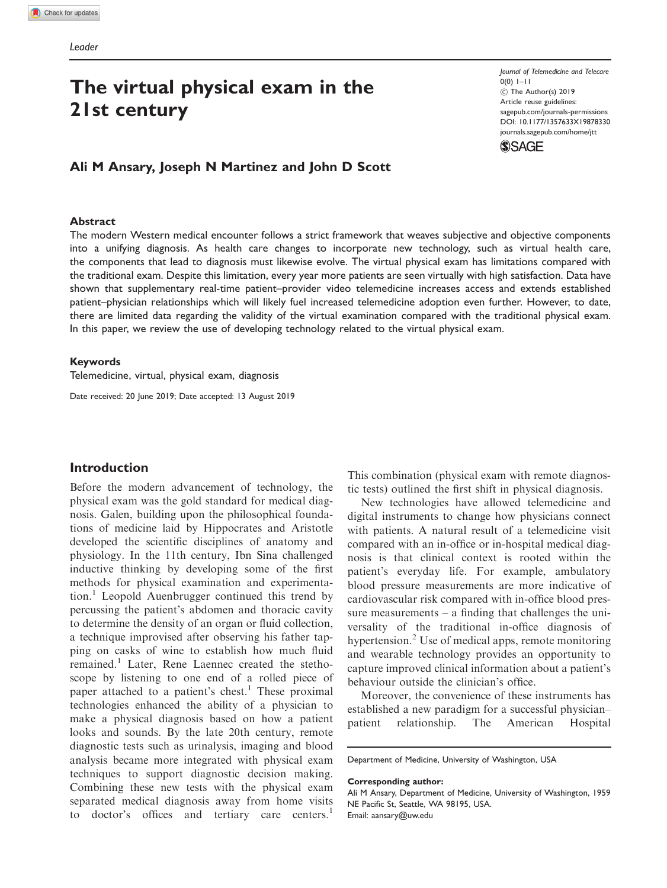Leader

# The virtual physical exam in the 21st century

Journal of Telemedicine and Telecare
0(0) 1–11
© The Author(s) 2019
Article reuse guidelines:
sagepub.com/journals-permissions
DOI: 10.1177/1357633X19878330
journals.sagepub.com/home/jtt

**Ali M Ansary, Joseph N Martinez and John D Scott**

## Abstract

The modern Western medical encounter follows a strict framework that weaves subjective and objective components into a unifying diagnosis. As health care changes to incorporate new technology, such as virtual health care, the components that lead to diagnosis must likewise evolve. The virtual physical exam has limitations compared with the traditional exam. Despite this limitation, every year more patients are seen virtually with high satisfaction. Data have shown that supplementary real-time patient–provider video telemedicine increases access and extends established patient–physician relationships which will likely fuel increased telemedicine adoption even further. However, to date, there are limited data regarding the validity of the virtual examination compared with the traditional physical exam. In this paper, we review the use of developing technology related to the virtual physical exam.

## Keywords

Telemedicine, virtual, physical exam, diagnosis

Date received: 20 June 2019; Date accepted: 13 August 2019

## Introduction

Before the modern advancement of technology, the physical exam was the gold standard for medical diagnosis. Galen, building upon the philosophical foundations of medicine laid by Hippocrates and Aristotle developed the scientific disciplines of anatomy and physiology. In the 11th century, Ibn Sina challenged inductive thinking by developing some of the first methods for physical examination and experimentation.[1] Leopold Auenbrugger continued this trend by percussing the patient's abdomen and thoracic cavity to determine the density of an organ or fluid collection, a technique improvised after observing his father tapping on casks of wine to establish how much fluid remained.[1] Later, Rene Laennec created the stethoscope by listening to one end of a rolled piece of paper attached to a patient's chest.[1] These proximal technologies enhanced the ability of a physician to make a physical diagnosis based on how a patient looks and sounds. By the late 20th century, remote diagnostic tests such as urinalysis, imaging and blood analysis became more integrated with physical exam techniques to support diagnostic decision making. Combining these new tests with the physical exam separated medical diagnosis away from home visits to doctor's offices and tertiary care centers.[1] This combination (physical exam with remote diagnostic tests) outlined the first shift in physical diagnosis.

New technologies have allowed telemedicine and digital instruments to change how physicians connect with patients. A natural result of a telemedicine visit compared with an in-office or in-hospital medical diagnosis is that clinical context is rooted within the patient's everyday life. For example, ambulatory blood pressure measurements are more indicative of cardiovascular risk compared with in-office blood pressure measurements – a finding that challenges the universality of the traditional in-office diagnosis of hypertension.[2] Use of medical apps, remote monitoring and wearable technology provides an opportunity to capture improved clinical information about a patient's behaviour outside the clinician's office.

Moreover, the convenience of these instruments has established a new paradigm for a successful physician–patient relationship. The American Hospital

Department of Medicine, University of Washington, USA

**Corresponding author:**
Ali M Ansary, Department of Medicine, University of Washington, 1959 NE Pacific St, Seattle, WA 98195, USA.
Email: aansary@uw.edu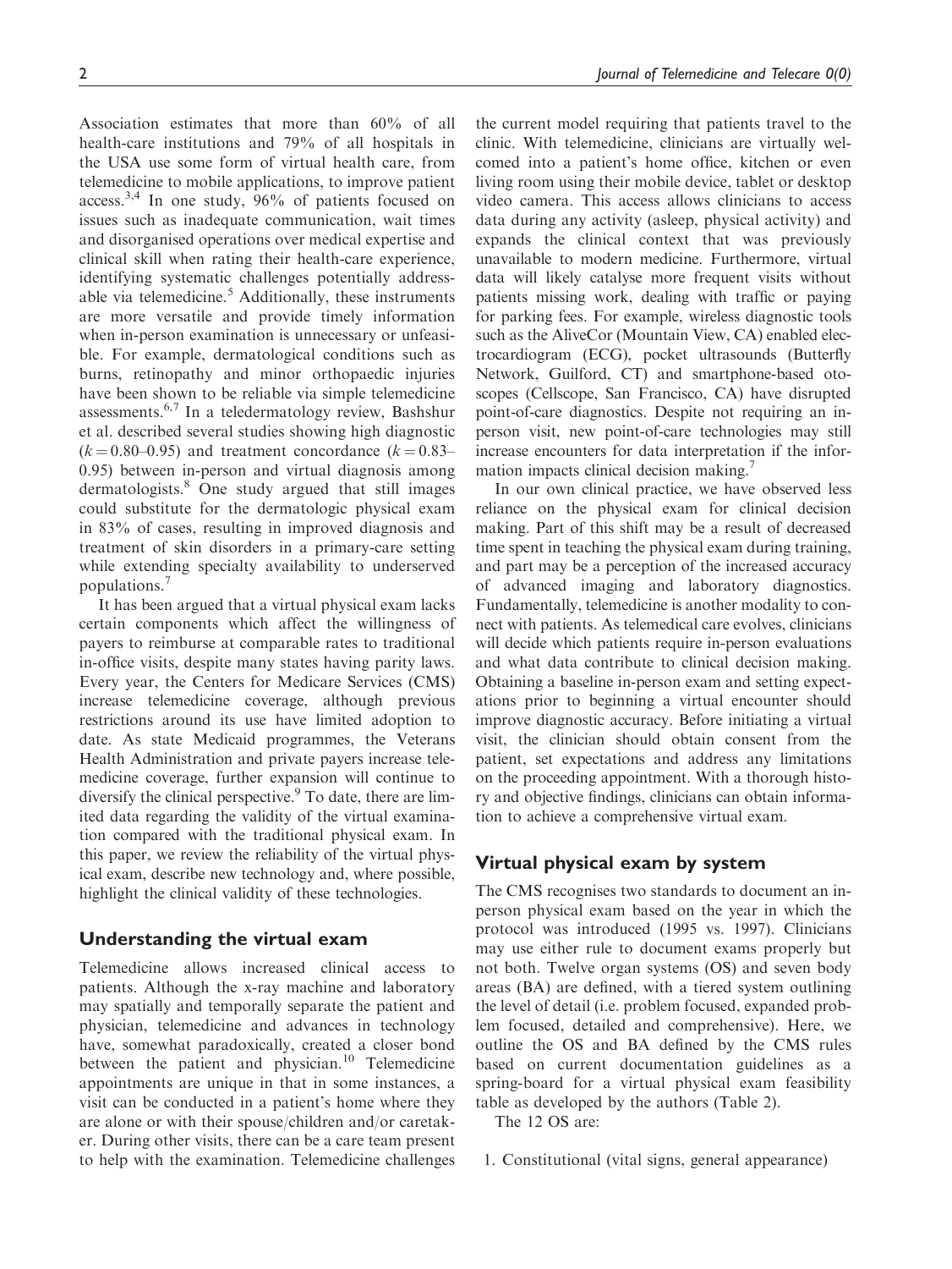Association estimates that more than 60% of all health-care institutions and 79% of all hospitals in the USA use some form of virtual health care, from telemedicine to mobile applications, to improve patient access.[3,4] In one study, 96% of patients focused on issues such as inadequate communication, wait times and disorganised operations over medical expertise and clinical skill when rating their health-care experience, identifying systematic challenges potentially addressable via telemedicine.[5] Additionally, these instruments are more versatile and provide timely information when in-person examination is unnecessary or unfeasible. For example, dermatological conditions such as burns, retinopathy and minor orthopaedic injuries have been shown to be reliable via simple telemedicine assessments.[6,7] In a teledermatology review, Bashshur et al. described several studies showing high diagnostic ($k = 0.80$–$0.95$) and treatment concordance ($k = 0.83$–$0.95$) between in-person and virtual diagnosis among dermatologists.[8] One study argued that still images could substitute for the dermatologic physical exam in 83% of cases, resulting in improved diagnosis and treatment of skin disorders in a primary-care setting while extending specialty availability to underserved populations.[7]

It has been argued that a virtual physical exam lacks certain components which affect the willingness of payers to reimburse at comparable rates to traditional in-office visits, despite many states having parity laws. Every year, the Centers for Medicare Services (CMS) increase telemedicine coverage, although previous restrictions around its use have limited adoption to date. As state Medicaid programmes, the Veterans Health Administration and private payers increase telemedicine coverage, further expansion will continue to diversify the clinical perspective.[9] To date, there are limited data regarding the validity of the virtual examination compared with the traditional physical exam. In this paper, we review the reliability of the virtual physical exam, describe new technology and, where possible, highlight the clinical validity of these technologies.

## Understanding the virtual exam

Telemedicine allows increased clinical access to patients. Although the x-ray machine and laboratory may spatially and temporally separate the patient and physician, telemedicine and advances in technology have, somewhat paradoxically, created a closer bond between the patient and physician.[10] Telemedicine appointments are unique in that in some instances, a visit can be conducted in a patient's home where they are alone or with their spouse/children and/or caretaker. During other visits, there can be a care team present to help with the examination. Telemedicine challenges the current model requiring that patients travel to the clinic. With telemedicine, clinicians are virtually welcomed into a patient's home office, kitchen or even living room using their mobile device, tablet or desktop video camera. This access allows clinicians to access data during any activity (asleep, physical activity) and expands the clinical context that was previously unavailable to modern medicine. Furthermore, virtual data will likely catalyse more frequent visits without patients missing work, dealing with traffic or paying for parking fees. For example, wireless diagnostic tools such as the AliveCor (Mountain View, CA) enabled electrocardiogram (ECG), pocket ultrasounds (Butterfly Network, Guilford, CT) and smartphone-based otoscopes (Cellscope, San Francisco, CA) have disrupted point-of-care diagnostics. Despite not requiring an in-person visit, new point-of-care technologies may still increase encounters for data interpretation if the information impacts clinical decision making.[7]

In our own clinical practice, we have observed less reliance on the physical exam for clinical decision making. Part of this shift may be a result of decreased time spent in teaching the physical exam during training, and part may be a perception of the increased accuracy of advanced imaging and laboratory diagnostics. Fundamentally, telemedicine is another modality to connect with patients. As telemedical care evolves, clinicians will decide which patients require in-person evaluations and what data contribute to clinical decision making. Obtaining a baseline in-person exam and setting expectations prior to beginning a virtual encounter should improve diagnostic accuracy. Before initiating a virtual visit, the clinician should obtain consent from the patient, set expectations and address any limitations on the proceeding appointment. With a thorough history and objective findings, clinicians can obtain information to achieve a comprehensive virtual exam.

## Virtual physical exam by system

The CMS recognises two standards to document an in-person physical exam based on the year in which the protocol was introduced (1995 vs. 1997). Clinicians may use either rule to document exams properly but not both. Twelve organ systems (OS) and seven body areas (BA) are defined, with a tiered system outlining the level of detail (i.e. problem focused, expanded problem focused, detailed and comprehensive). Here, we outline the OS and BA defined by the CMS rules based on current documentation guidelines as a spring-board for a virtual physical exam feasibility table as developed by the authors (Table 2).

The 12 OS are:

1. Constitutional (vital signs, general appearance)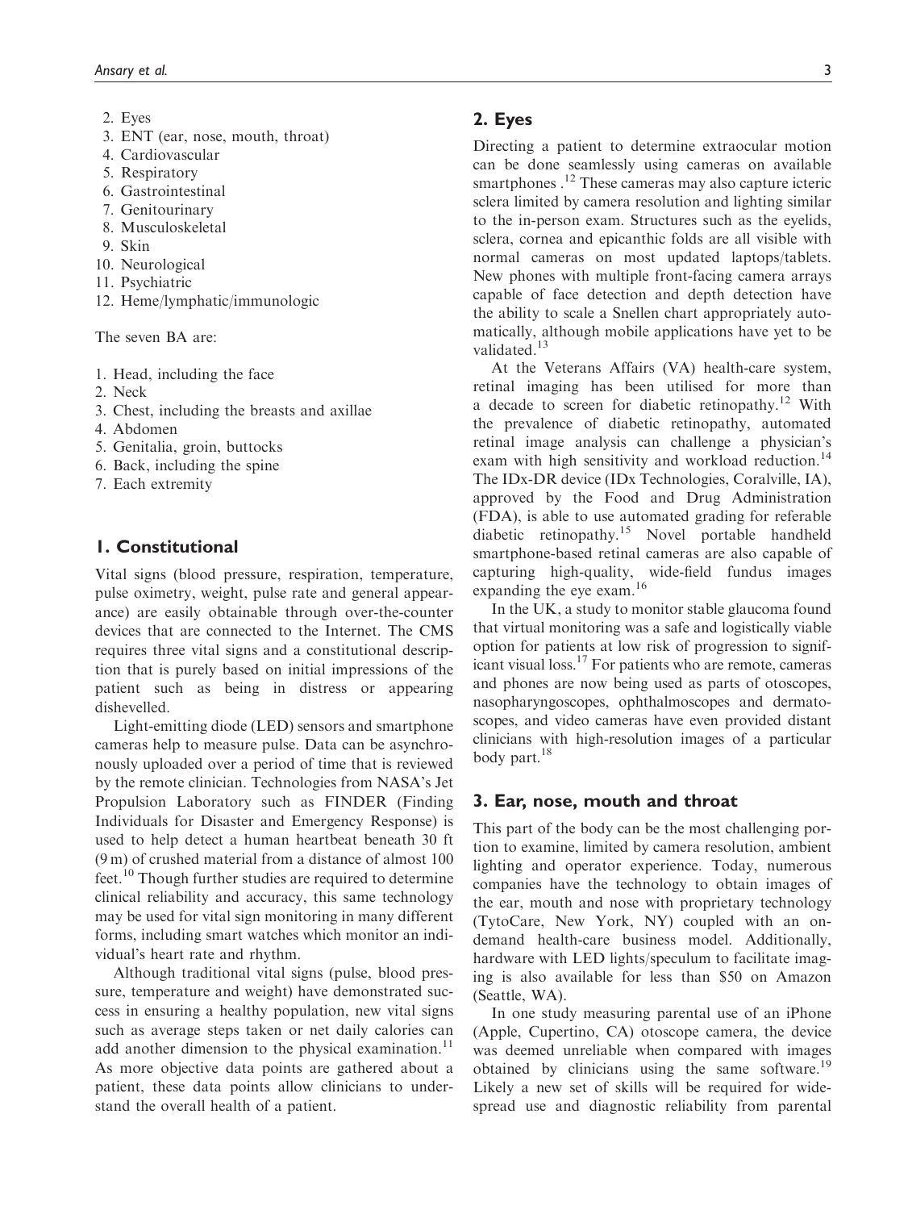2. Eyes
3. ENT (ear, nose, mouth, throat)
4. Cardiovascular
5. Respiratory
6. Gastrointestinal
7. Genitourinary
8. Musculoskeletal
9. Skin
10. Neurological
11. Psychiatric
12. Heme/lymphatic/immunologic

The seven BA are:

1. Head, including the face
2. Neck
3. Chest, including the breasts and axillae
4. Abdomen
5. Genitalia, groin, buttocks
6. Back, including the spine
7. Each extremity

## 1. Constitutional

Vital signs (blood pressure, respiration, temperature, pulse oximetry, weight, pulse rate and general appearance) are easily obtainable through over-the-counter devices that are connected to the Internet. The CMS requires three vital signs and a constitutional description that is purely based on initial impressions of the patient such as being in distress or appearing dishevelled.

Light-emitting diode (LED) sensors and smartphone cameras help to measure pulse. Data can be asynchronously uploaded over a period of time that is reviewed by the remote clinician. Technologies from NASA's Jet Propulsion Laboratory such as FINDER (Finding Individuals for Disaster and Emergency Response) is used to help detect a human heartbeat beneath 30 ft (9 m) of crushed material from a distance of almost 100 feet.[10] Though further studies are required to determine clinical reliability and accuracy, this same technology may be used for vital sign monitoring in many different forms, including smart watches which monitor an individual's heart rate and rhythm.

Although traditional vital signs (pulse, blood pressure, temperature and weight) have demonstrated success in ensuring a healthy population, new vital signs such as average steps taken or net daily calories can add another dimension to the physical examination.[11] As more objective data points are gathered about a patient, these data points allow clinicians to understand the overall health of a patient.

## 2. Eyes

Directing a patient to determine extraocular motion can be done seamlessly using cameras on available smartphones .[12] These cameras may also capture icteric sclera limited by camera resolution and lighting similar to the in-person exam. Structures such as the eyelids, sclera, cornea and epicanthic folds are all visible with normal cameras on most updated laptops/tablets. New phones with multiple front-facing camera arrays capable of face detection and depth detection have the ability to scale a Snellen chart appropriately automatically, although mobile applications have yet to be validated.[13]

At the Veterans Affairs (VA) health-care system, retinal imaging has been utilised for more than a decade to screen for diabetic retinopathy.[12] With the prevalence of diabetic retinopathy, automated retinal image analysis can challenge a physician's exam with high sensitivity and workload reduction.[14] The IDx-DR device (IDx Technologies, Coralville, IA), approved by the Food and Drug Administration (FDA), is able to use automated grading for referable diabetic retinopathy.[15] Novel portable handheld smartphone-based retinal cameras are also capable of capturing high-quality, wide-field fundus images expanding the eye exam.[16]

In the UK, a study to monitor stable glaucoma found that virtual monitoring was a safe and logistically viable option for patients at low risk of progression to significant visual loss.[17] For patients who are remote, cameras and phones are now being used as parts of otoscopes, nasopharyngoscopes, ophthalmoscopes and dermatoscopes, and video cameras have even provided distant clinicians with high-resolution images of a particular body part.[18]

## 3. Ear, nose, mouth and throat

This part of the body can be the most challenging portion to examine, limited by camera resolution, ambient lighting and operator experience. Today, numerous companies have the technology to obtain images of the ear, mouth and nose with proprietary technology (TytoCare, New York, NY) coupled with an on-demand health-care business model. Additionally, hardware with LED lights/speculum to facilitate imaging is also available for less than $50 on Amazon (Seattle, WA).

In one study measuring parental use of an iPhone (Apple, Cupertino, CA) otoscope camera, the device was deemed unreliable when compared with images obtained by clinicians using the same software.[19] Likely a new set of skills will be required for widespread use and diagnostic reliability from parental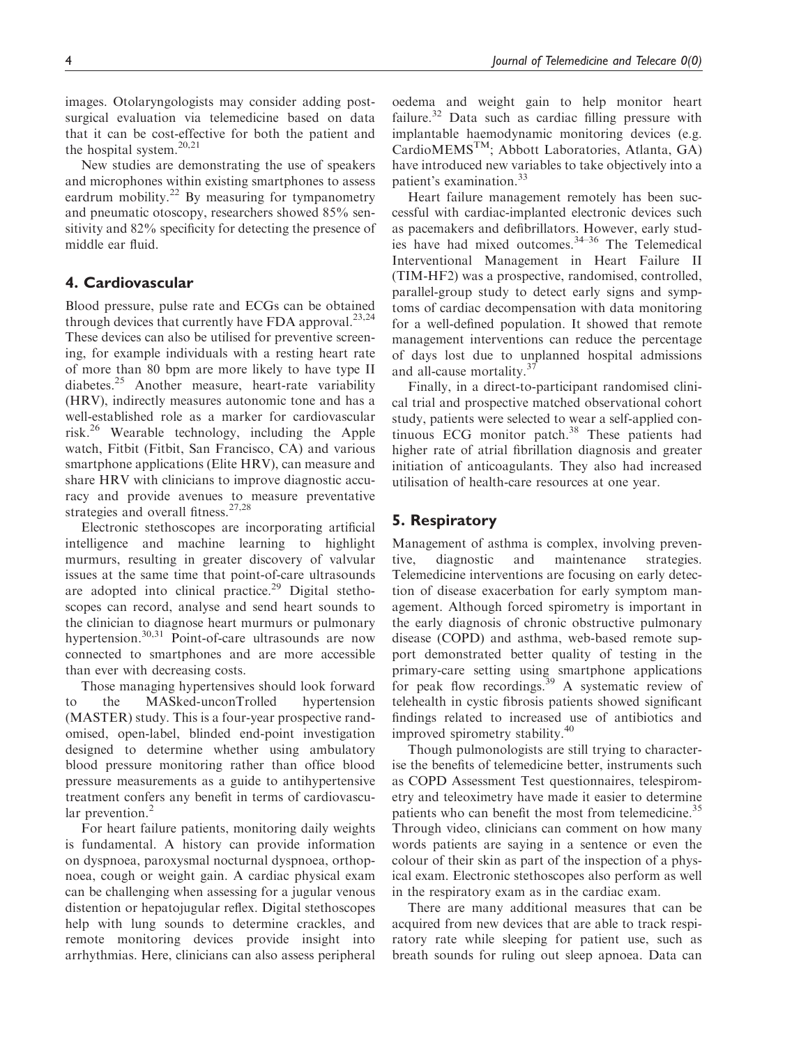images. Otolaryngologists may consider adding post-surgical evaluation via telemedicine based on data that it can be cost-effective for both the patient and the hospital system.[20,21]

New studies are demonstrating the use of speakers and microphones within existing smartphones to assess eardrum mobility.[22] By measuring for tympanometry and pneumatic otoscopy, researchers showed 85% sensitivity and 82% specificity for detecting the presence of middle ear fluid.

## 4. Cardiovascular

Blood pressure, pulse rate and ECGs can be obtained through devices that currently have FDA approval.[23,24] These devices can also be utilised for preventive screening, for example individuals with a resting heart rate of more than 80 bpm are more likely to have type II diabetes.[25] Another measure, heart-rate variability (HRV), indirectly measures autonomic tone and has a well-established role as a marker for cardiovascular risk.[26] Wearable technology, including the Apple watch, Fitbit (Fitbit, San Francisco, CA) and various smartphone applications (Elite HRV), can measure and share HRV with clinicians to improve diagnostic accuracy and provide avenues to measure preventative strategies and overall fitness.[27,28]

Electronic stethoscopes are incorporating artificial intelligence and machine learning to highlight murmurs, resulting in greater discovery of valvular issues at the same time that point-of-care ultrasounds are adopted into clinical practice.[29] Digital stethoscopes can record, analyse and send heart sounds to the clinician to diagnose heart murmurs or pulmonary hypertension.[30,31] Point-of-care ultrasounds are now connected to smartphones and are more accessible than ever with decreasing costs.

Those managing hypertensives should look forward to the MASked-unconTrolled hypertension (MASTER) study. This is a four-year prospective randomised, open-label, blinded end-point investigation designed to determine whether using ambulatory blood pressure monitoring rather than office blood pressure measurements as a guide to antihypertensive treatment confers any benefit in terms of cardiovascular prevention.[2]

For heart failure patients, monitoring daily weights is fundamental. A history can provide information on dyspnoea, paroxysmal nocturnal dyspnoea, orthopnoea, cough or weight gain. A cardiac physical exam can be challenging when assessing for a jugular venous distention or hepatojugular reflex. Digital stethoscopes help with lung sounds to determine crackles, and remote monitoring devices provide insight into arrhythmias. Here, clinicians can also assess peripheral oedema and weight gain to help monitor heart failure.[32] Data such as cardiac filling pressure with implantable haemodynamic monitoring devices (e.g. CardioMEMS™; Abbott Laboratories, Atlanta, GA) have introduced new variables to take objectively into a patient's examination.[33]

Heart failure management remotely has been successful with cardiac-implanted electronic devices such as pacemakers and defibrillators. However, early studies have had mixed outcomes.[34–36] The Telemedical Interventional Management in Heart Failure II (TIM-HF2) was a prospective, randomised, controlled, parallel-group study to detect early signs and symptoms of cardiac decompensation with data monitoring for a well-defined population. It showed that remote management interventions can reduce the percentage of days lost due to unplanned hospital admissions and all-cause mortality.[37]

Finally, in a direct-to-participant randomised clinical trial and prospective matched observational cohort study, patients were selected to wear a self-applied continuous ECG monitor patch.[38] These patients had higher rate of atrial fibrillation diagnosis and greater initiation of anticoagulants. They also had increased utilisation of health-care resources at one year.

## 5. Respiratory

Management of asthma is complex, involving preventive, diagnostic and maintenance strategies. Telemedicine interventions are focusing on early detection of disease exacerbation for early symptom management. Although forced spirometry is important in the early diagnosis of chronic obstructive pulmonary disease (COPD) and asthma, web-based remote support demonstrated better quality of testing in the primary-care setting using smartphone applications for peak flow recordings.[39] A systematic review of telehealth in cystic fibrosis patients showed significant findings related to increased use of antibiotics and improved spirometry stability.[40]

Though pulmonologists are still trying to characterise the benefits of telemedicine better, instruments such as COPD Assessment Test questionnaires, telespirometry and teleoximetry have made it easier to determine patients who can benefit the most from telemedicine.[35] Through video, clinicians can comment on how many words patients are saying in a sentence or even the colour of their skin as part of the inspection of a physical exam. Electronic stethoscopes also perform as well in the respiratory exam as in the cardiac exam.

There are many additional measures that can be acquired from new devices that are able to track respiratory rate while sleeping for patient use, such as breath sounds for ruling out sleep apnoea. Data can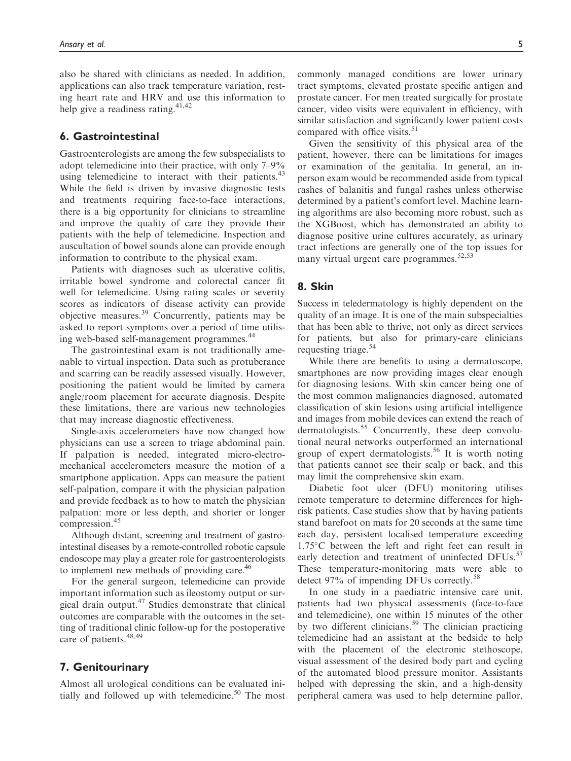also be shared with clinicians as needed. In addition, applications can also track temperature variation, resting heart rate and HRV and use this information to help give a readiness rating.[41,42]

## 6. Gastrointestinal

Gastroenterologists are among the few subspecialists to adopt telemedicine into their practice, with only 7–9% using telemedicine to interact with their patients.[43] While the field is driven by invasive diagnostic tests and treatments requiring face-to-face interactions, there is a big opportunity for clinicians to streamline and improve the quality of care they provide their patients with the help of telemedicine. Inspection and auscultation of bowel sounds alone can provide enough information to contribute to the physical exam.

Patients with diagnoses such as ulcerative colitis, irritable bowel syndrome and colorectal cancer fit well for telemedicine. Using rating scales or severity scores as indicators of disease activity can provide objective measures.[39] Concurrently, patients may be asked to report symptoms over a period of time utilising web-based self-management programmes.[44]

The gastrointestinal exam is not traditionally amenable to virtual inspection. Data such as protuberance and scarring can be readily assessed visually. However, positioning the patient would be limited by camera angle/room placement for accurate diagnosis. Despite these limitations, there are various new technologies that may increase diagnostic effectiveness.

Single-axis accelerometers have now changed how physicians can use a screen to triage abdominal pain. If palpation is needed, integrated micro-electromechanical accelerometers measure the motion of a smartphone application. Apps can measure the patient self-palpation, compare it with the physician palpation and provide feedback as to how to match the physician palpation: more or less depth, and shorter or longer compression.[45]

Although distant, screening and treatment of gastrointestinal diseases by a remote-controlled robotic capsule endoscope may play a greater role for gastroenterologists to implement new methods of providing care.[46]

For the general surgeon, telemedicine can provide important information such as ileostomy output or surgical drain output.[47] Studies demonstrate that clinical outcomes are comparable with the outcomes in the setting of traditional clinic follow-up for the postoperative care of patients.[48,49]

## 7. Genitourinary

Almost all urological conditions can be evaluated initially and followed up with telemedicine.[50] The most commonly managed conditions are lower urinary tract symptoms, elevated prostate specific antigen and prostate cancer. For men treated surgically for prostate cancer, video visits were equivalent in efficiency, with similar satisfaction and significantly lower patient costs compared with office visits.[51]

Given the sensitivity of this physical area of the patient, however, there can be limitations for images or examination of the genitalia. In general, an in-person exam would be recommended aside from typical rashes of balanitis and fungal rashes unless otherwise determined by a patient's comfort level. Machine learning algorithms are also becoming more robust, such as the XGBoost, which has demonstrated an ability to diagnose positive urine cultures accurately, as urinary tract infections are generally one of the top issues for many virtual urgent care programmes.[52,53]

## 8. Skin

Success in teledermatology is highly dependent on the quality of an image. It is one of the main subspecialties that has been able to thrive, not only as direct services for patients, but also for primary-care clinicians requesting triage.[54]

While there are benefits to using a dermatoscope, smartphones are now providing images clear enough for diagnosing lesions. With skin cancer being one of the most common malignancies diagnosed, automated classification of skin lesions using artificial intelligence and images from mobile devices can extend the reach of dermatologists.[55] Concurrently, these deep convolutional neural networks outperformed an international group of expert dermatologists.[56] It is worth noting that patients cannot see their scalp or back, and this may limit the comprehensive skin exam.

Diabetic foot ulcer (DFU) monitoring utilises remote temperature to determine differences for high-risk patients. Case studies show that by having patients stand barefoot on mats for 20 seconds at the same time each day, persistent localised temperature exceeding 1.75°C between the left and right feet can result in early detection and treatment of uninfected DFUs.[57] These temperature-monitoring mats were able to detect 97% of impending DFUs correctly.[58]

In one study in a paediatric intensive care unit, patients had two physical assessments (face-to-face and telemedicine), one within 15 minutes of the other by two different clinicians.[59] The clinician practicing telemedicine had an assistant at the bedside to help with the placement of the electronic stethoscope, visual assessment of the desired body part and cycling of the automated blood pressure monitor. Assistants helped with depressing the skin, and a high-density peripheral camera was used to help determine pallor,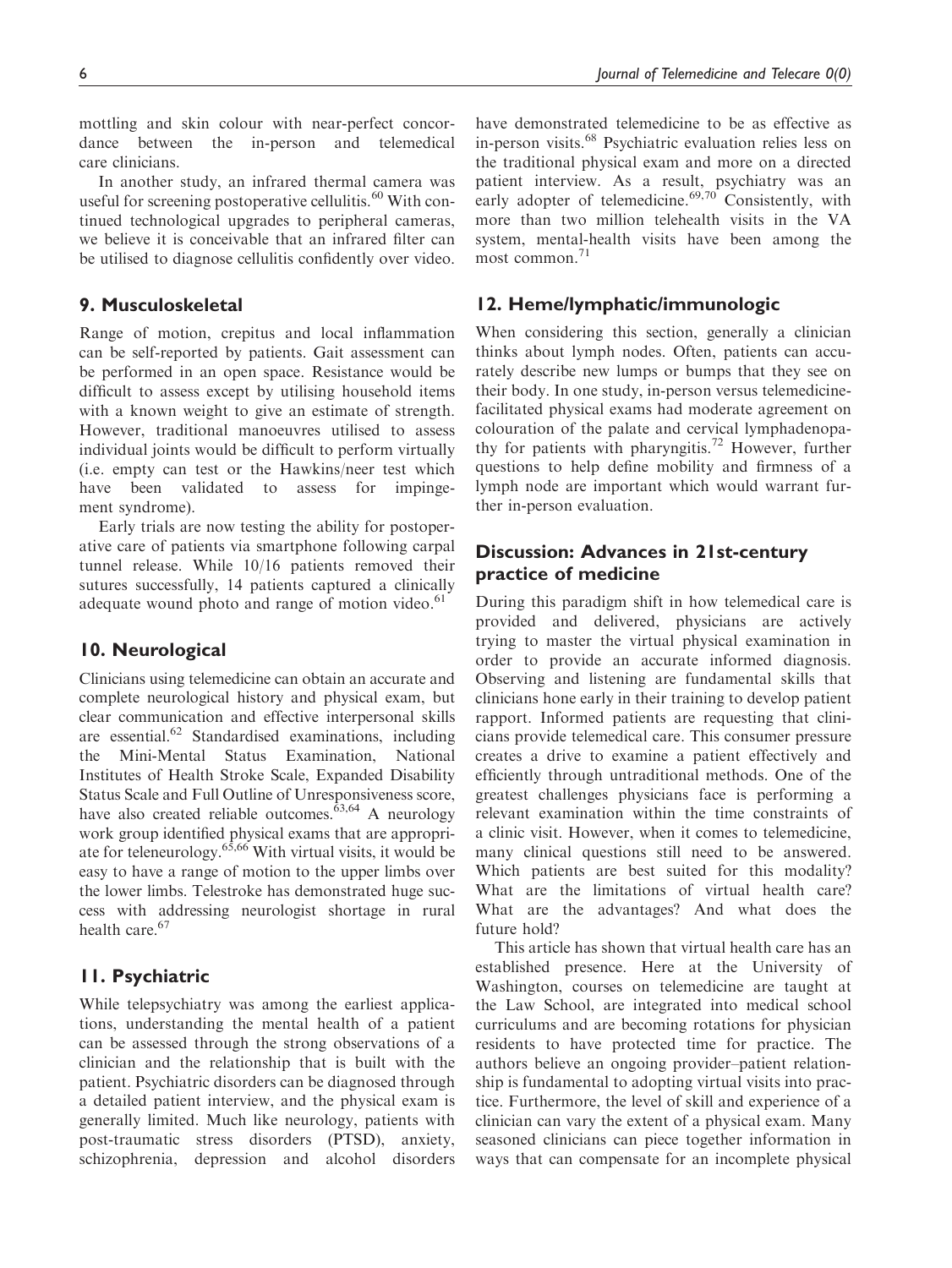mottling and skin colour with near-perfect concordance between the in-person and telemedical care clinicians.

In another study, an infrared thermal camera was useful for screening postoperative cellulitis.[60] With continued technological upgrades to peripheral cameras, we believe it is conceivable that an infrared filter can be utilised to diagnose cellulitis confidently over video.

## 9. Musculoskeletal

Range of motion, crepitus and local inflammation can be self-reported by patients. Gait assessment can be performed in an open space. Resistance would be difficult to assess except by utilising household items with a known weight to give an estimate of strength. However, traditional manoeuvres utilised to assess individual joints would be difficult to perform virtually (i.e. empty can test or the Hawkins/neer test which have been validated to assess for impingement syndrome).

Early trials are now testing the ability for postoperative care of patients via smartphone following carpal tunnel release. While 10/16 patients removed their sutures successfully, 14 patients captured a clinically adequate wound photo and range of motion video.[61]

## 10. Neurological

Clinicians using telemedicine can obtain an accurate and complete neurological history and physical exam, but clear communication and effective interpersonal skills are essential.[62] Standardised examinations, including the Mini-Mental Status Examination, National Institutes of Health Stroke Scale, Expanded Disability Status Scale and Full Outline of Unresponsiveness score, have also created reliable outcomes.[63,64] A neurology work group identified physical exams that are appropriate for teleneurology.[65,66] With virtual visits, it would be easy to have a range of motion to the upper limbs over the lower limbs. Telestroke has demonstrated huge success with addressing neurologist shortage in rural health care.[67]

## 11. Psychiatric

While telepsychiatry was among the earliest applications, understanding the mental health of a patient can be assessed through the strong observations of a clinician and the relationship that is built with the patient. Psychiatric disorders can be diagnosed through a detailed patient interview, and the physical exam is generally limited. Much like neurology, patients with post-traumatic stress disorders (PTSD), anxiety, schizophrenia, depression and alcohol disorders have demonstrated telemedicine to be as effective as in-person visits.[68] Psychiatric evaluation relies less on the traditional physical exam and more on a directed patient interview. As a result, psychiatry was an early adopter of telemedicine.[69,70] Consistently, with more than two million telehealth visits in the VA system, mental-health visits have been among the most common.[71]

## 12. Heme/lymphatic/immunologic

When considering this section, generally a clinician thinks about lymph nodes. Often, patients can accurately describe new lumps or bumps that they see on their body. In one study, in-person versus telemedicine-facilitated physical exams had moderate agreement on colouration of the palate and cervical lymphadenopathy for patients with pharyngitis.[72] However, further questions to help define mobility and firmness of a lymph node are important which would warrant further in-person evaluation.

## Discussion: Advances in 21st-century practice of medicine

During this paradigm shift in how telemedical care is provided and delivered, physicians are actively trying to master the virtual physical examination in order to provide an accurate informed diagnosis. Observing and listening are fundamental skills that clinicians hone early in their training to develop patient rapport. Informed patients are requesting that clinicians provide telemedical care. This consumer pressure creates a drive to examine a patient effectively and efficiently through untraditional methods. One of the greatest challenges physicians face is performing a relevant examination within the time constraints of a clinic visit. However, when it comes to telemedicine, many clinical questions still need to be answered. Which patients are best suited for this modality? What are the limitations of virtual health care? What are the advantages? And what does the future hold?

This article has shown that virtual health care has an established presence. Here at the University of Washington, courses on telemedicine are taught at the Law School, are integrated into medical school curriculums and are becoming rotations for physician residents to have protected time for practice. The authors believe an ongoing provider–patient relationship is fundamental to adopting virtual visits into practice. Furthermore, the level of skill and experience of a clinician can vary the extent of a physical exam. Many seasoned clinicians can piece together information in ways that can compensate for an incomplete physical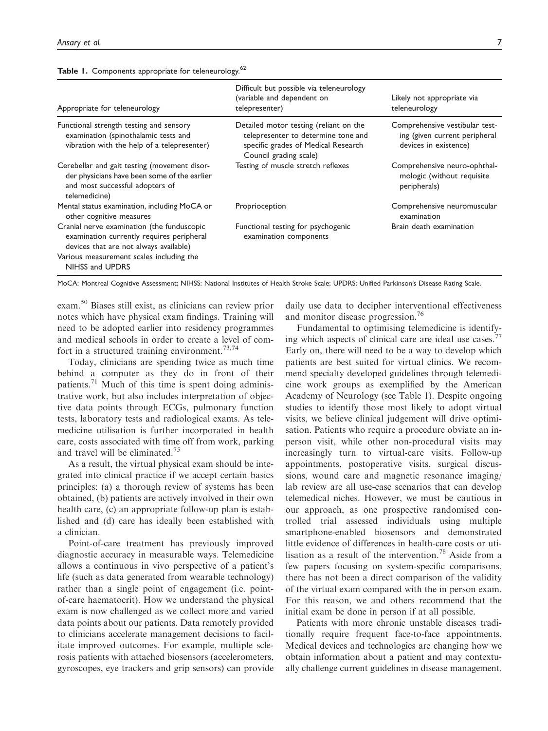**Table 1.** Components appropriate for teleneurology.[62]

| Appropriate for teleneurology | Difficult but possible via teleneurology (variable and dependent on telepresenter) | Likely not appropriate via teleneurology |
|---|---|---|
| Functional strength testing and sensory examination (spinothalamic tests and vibration with the help of a telepresenter) | Detailed motor testing (reliant on the telepresenter to determine tone and specific grades of Medical Research Council grading scale) | Comprehensive vestibular testing (given current peripheral devices in existence) |
| Cerebellar and gait testing (movement disorder physicians have been some of the earlier and most successful adopters of telemedicine) | Testing of muscle stretch reflexes | Comprehensive neuro-ophthalmologic (without requisite peripherals) |
| Mental status examination, including MoCA or other cognitive measures | Proprioception | Comprehensive neuromuscular examination |
| Cranial nerve examination (the funduscopic examination currently requires peripheral devices that are not always available) | Functional testing for psychogenic examination components | Brain death examination |
| Various measurement scales including the NIHSS and UPDRS | | |

MoCA: Montreal Cognitive Assessment; NIHSS: National Institutes of Health Stroke Scale; UPDRS: Unified Parkinson's Disease Rating Scale.

exam.[50] Biases still exist, as clinicians can review prior notes which have physical exam findings. Training will need to be adopted earlier into residency programmes and medical schools in order to create a level of comfort in a structured training environment.[73,74]

Today, clinicians are spending twice as much time behind a computer as they do in front of their patients.[71] Much of this time is spent doing administrative work, but also includes interpretation of objective data points through ECGs, pulmonary function tests, laboratory tests and radiological exams. As telemedicine utilisation is further incorporated in health care, costs associated with time off from work, parking and travel will be eliminated.[75]

As a result, the virtual physical exam should be integrated into clinical practice if we accept certain basics principles: (a) a thorough review of systems has been obtained, (b) patients are actively involved in their own health care, (c) an appropriate follow-up plan is established and (d) care has ideally been established with a clinician.

Point-of-care treatment has previously improved diagnostic accuracy in measurable ways. Telemedicine allows a continuous in vivo perspective of a patient's life (such as data generated from wearable technology) rather than a single point of engagement (i.e. point-of-care haematocrit). How we understand the physical exam is now challenged as we collect more and varied data points about our patients. Data remotely provided to clinicians accelerate management decisions to facilitate improved outcomes. For example, multiple sclerosis patients with attached biosensors (accelerometers, gyroscopes, eye trackers and grip sensors) can provide daily use data to decipher interventional effectiveness and monitor disease progression.[76]

Fundamental to optimising telemedicine is identifying which aspects of clinical care are ideal use cases.[77] Early on, there will need to be a way to develop which patients are best suited for virtual clinics. We recommend specialty developed guidelines through telemedicine work groups as exemplified by the American Academy of Neurology (see Table 1). Despite ongoing studies to identify those most likely to adopt virtual visits, we believe clinical judgement will drive optimisation. Patients who require a procedure obviate an in-person visit, while other non-procedural visits may increasingly turn to virtual-care visits. Follow-up appointments, postoperative visits, surgical discussions, wound care and magnetic resonance imaging/lab review are all use-case scenarios that can develop telemedical niches. However, we must be cautious in our approach, as one prospective randomised controlled trial assessed individuals using multiple smartphone-enabled biosensors and demonstrated little evidence of differences in health-care costs or utilisation as a result of the intervention.[78] Aside from a few papers focusing on system-specific comparisons, there has not been a direct comparison of the validity of the virtual exam compared with the in person exam. For this reason, we and others recommend that the initial exam be done in person if at all possible.

Patients with more chronic unstable diseases traditionally require frequent face-to-face appointments. Medical devices and technologies are changing how we obtain information about a patient and may contextually challenge current guidelines in disease management.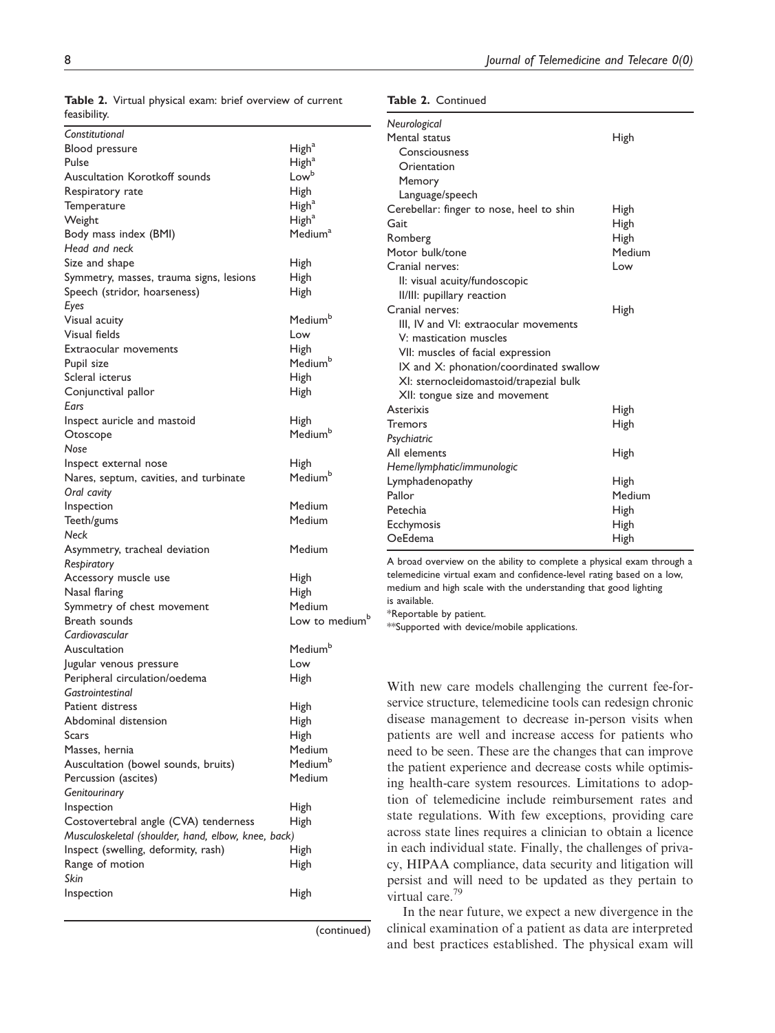**Table 2.** Virtual physical exam: brief overview of current feasibility.

| | |
|---|---|
| *Constitutional* | |
| Blood pressure | High[a] |
| Pulse | High[a] |
| Auscultation Korotkoff sounds | Low[b] |
| Respiratory rate | High |
| Temperature | High[a] |
| Weight | High[a] |
| Body mass index (BMI) | Medium[a] |
| *Head and neck* | |
| Size and shape | High |
| Symmetry, masses, trauma signs, lesions | High |
| Speech (stridor, hoarseness) | High |
| *Eyes* | |
| Visual acuity | Medium[b] |
| Visual fields | Low |
| Extraocular movements | High |
| Pupil size | Medium[b] |
| Scleral icterus | High |
| Conjunctival pallor | High |
| *Ears* | |
| Inspect auricle and mastoid | High |
| Otoscope | Medium[b] |
| *Nose* | |
| Inspect external nose | High |
| Nares, septum, cavities, and turbinate | Medium[b] |
| *Oral cavity* | |
| Inspection | Medium |
| Teeth/gums | Medium |
| *Neck* | |
| Asymmetry, tracheal deviation | Medium |
| *Respiratory* | |
| Accessory muscle use | High |
| Nasal flaring | High |
| Symmetry of chest movement | Medium |
| Breath sounds | Low to medium[b] |
| *Cardiovascular* | |
| Auscultation | Medium[b] |
| Jugular venous pressure | Low |
| Peripheral circulation/oedema | High |
| *Gastrointestinal* | |
| Patient distress | High |
| Abdominal distension | High |
| Scars | High |
| Masses, hernia | Medium |
| Auscultation (bowel sounds, bruits) | Medium[b] |
| Percussion (ascites) | Medium |
| *Genitourinary* | |
| Inspection | High |
| Costovertebral angle (CVA) tenderness | High |
| *Musculoskeletal (shoulder, hand, elbow, knee, back)* | |
| Inspect (swelling, deformity, rash) | High |
| Range of motion | High |
| *Skin* | |
| Inspection | High |
| *Neurological* | |
| Mental status<br>Consciousness<br>Orientation<br>Memory<br>Language/speech | High |
| Cerebellar: finger to nose, heel to shin | High |
| Gait | High |
| Romberg | High |
| Motor bulk/tone | Medium |
| Cranial nerves:<br>II: visual acuity/fundoscopic<br>II/III: pupillary reaction | Low |
| Cranial nerves:<br>III, IV and VI: extraocular movements<br>V: mastication muscles<br>VII: muscles of facial expression<br>IX and X: phonation/coordinated swallow<br>XI: sternocleidomastoid/trapezial bulk<br>XII: tongue size and movement | High |
| Asterixis | High |
| Tremors | High |
| *Psychiatric* | |
| All elements | High |
| *Heme/lymphatic/immunologic* | |
| Lymphadenopathy | High |
| Pallor | Medium |
| Petechia | High |
| Ecchymosis | High |
| OeEdema | High |

A broad overview on the ability to complete a physical exam through a telemedicine virtual exam and confidence-level rating based on a low, medium and high scale with the understanding that good lighting is available.

*Reportable by patient.

**Supported with device/mobile applications.

With new care models challenging the current fee-for-service structure, telemedicine tools can redesign chronic disease management to decrease in-person visits when patients are well and increase access for patients who need to be seen. These are the changes that can improve the patient experience and decrease costs while optimising health-care system resources. Limitations to adoption of telemedicine include reimbursement rates and state regulations. With few exceptions, providing care across state lines requires a clinician to obtain a licence in each individual state. Finally, the challenges of privacy, HIPAA compliance, data security and litigation will persist and will need to be updated as they pertain to virtual care.[79]

In the near future, we expect a new divergence in the clinical examination of a patient as data are interpreted and best practices established. The physical exam will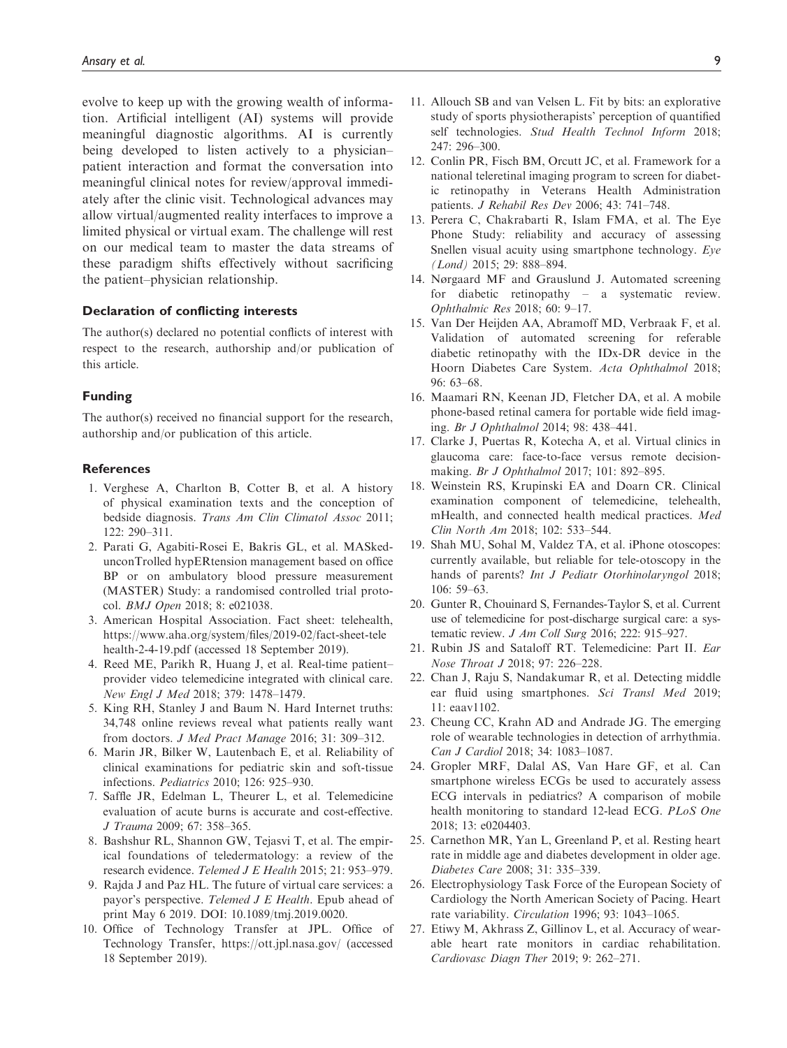evolve to keep up with the growing wealth of information. Artificial intelligent (AI) systems will provide meaningful diagnostic algorithms. AI is currently being developed to listen actively to a physician–patient interaction and format the conversation into meaningful clinical notes for review/approval immediately after the clinic visit. Technological advances may allow virtual/augmented reality interfaces to improve a limited physical or virtual exam. The challenge will rest on our medical team to master the data streams of these paradigm shifts effectively without sacrificing the patient–physician relationship.

### Declaration of conflicting interests

The author(s) declared no potential conflicts of interest with respect to the research, authorship and/or publication of this article.

### Funding

The author(s) received no financial support for the research, authorship and/or publication of this article.

### References

1. Verghese A, Charlton B, Cotter B, et al. A history of physical examination texts and the conception of bedside diagnosis. *Trans Am Clin Climatol Assoc* 2011; 122: 290–311.
2. Parati G, Agabiti-Rosei E, Bakris GL, et al. MASKed-unconTrolled hypERtension management based on office BP or on ambulatory blood pressure measurement (MASTER) Study: a randomised controlled trial protocol. *BMJ Open* 2018; 8: e021038.
3. American Hospital Association. Fact sheet: telehealth, https://www.aha.org/system/files/2019-02/fact-sheet-telehealth-2-4-19.pdf (accessed 18 September 2019).
4. Reed ME, Parikh R, Huang J, et al. Real-time patient–provider video telemedicine integrated with clinical care. *New Engl J Med* 2018; 379: 1478–1479.
5. King RH, Stanley J and Baum N. Hard Internet truths: 34,748 online reviews reveal what patients really want from doctors. *J Med Pract Manage* 2016; 31: 309–312.
6. Marin JR, Bilker W, Lautenbach E, et al. Reliability of clinical examinations for pediatric skin and soft-tissue infections. *Pediatrics* 2010; 126: 925–930.
7. Saffle JR, Edelman L, Theurer L, et al. Telemedicine evaluation of acute burns is accurate and cost-effective. *J Trauma* 2009; 67: 358–365.
8. Bashshur RL, Shannon GW, Tejasvi T, et al. The empirical foundations of teledermatology: a review of the research evidence. *Telemed J E Health* 2015; 21: 953–979.
9. Rajda J and Paz HL. The future of virtual care services: a payor's perspective. *Telemed J E Health*. Epub ahead of print May 6 2019. DOI: 10.1089/tmj.2019.0020.
10. Office of Technology Transfer at JPL. Office of Technology Transfer, https://ott.jpl.nasa.gov/ (accessed 18 September 2019).
11. Allouch SB and van Velsen L. Fit by bits: an explorative study of sports physiotherapists' perception of quantified self technologies. *Stud Health Technol Inform* 2018; 247: 296–300.
12. Conlin PR, Fisch BM, Orcutt JC, et al. Framework for a national teleretinal imaging program to screen for diabetic retinopathy in Veterans Health Administration patients. *J Rehabil Res Dev* 2006; 43: 741–748.
13. Perera C, Chakrabarti R, Islam FMA, et al. The Eye Phone Study: reliability and accuracy of assessing Snellen visual acuity using smartphone technology. *Eye (Lond)* 2015; 29: 888–894.
14. Nørgaard MF and Grauslund J. Automated screening for diabetic retinopathy – a systematic review. *Ophthalmic Res* 2018; 60: 9–17.
15. Van Der Heijden AA, Abramoff MD, Verbraak F, et al. Validation of automated screening for referable diabetic retinopathy with the IDx-DR device in the Hoorn Diabetes Care System. *Acta Ophthalmol* 2018; 96: 63–68.
16. Maamari RN, Keenan JD, Fletcher DA, et al. A mobile phone-based retinal camera for portable wide field imaging. *Br J Ophthalmol* 2014; 98: 438–441.
17. Clarke J, Puertas R, Kotecha A, et al. Virtual clinics in glaucoma care: face-to-face versus remote decision-making. *Br J Ophthalmol* 2017; 101: 892–895.
18. Weinstein RS, Krupinski EA and Doarn CR. Clinical examination component of telemedicine, telehealth, mHealth, and connected health medical practices. *Med Clin North Am* 2018; 102: 533–544.
19. Shah MU, Sohal M, Valdez TA, et al. iPhone otoscopes: currently available, but reliable for tele-otoscopy in the hands of parents? *Int J Pediatr Otorhinolaryngol* 2018; 106: 59–63.
20. Gunter R, Chouinard S, Fernandes-Taylor S, et al. Current use of telemedicine for post-discharge surgical care: a systematic review. *J Am Coll Surg* 2016; 222: 915–927.
21. Rubin JS and Sataloff RT. Telemedicine: Part II. *Ear Nose Throat J* 2018; 97: 226–228.
22. Chan J, Raju S, Nandakumar R, et al. Detecting middle ear fluid using smartphones. *Sci Transl Med* 2019; 11: eaav1102.
23. Cheung CC, Krahn AD and Andrade JG. The emerging role of wearable technologies in detection of arrhythmia. *Can J Cardiol* 2018; 34: 1083–1087.
24. Gropler MRF, Dalal AS, Van Hare GF, et al. Can smartphone wireless ECGs be used to accurately assess ECG intervals in pediatrics? A comparison of mobile health monitoring to standard 12-lead ECG. *PLoS One* 2018; 13: e0204403.
25. Carnethon MR, Yan L, Greenland P, et al. Resting heart rate in middle age and diabetes development in older age. *Diabetes Care* 2008; 31: 335–339.
26. Electrophysiology Task Force of the European Society of Cardiology the North American Society of Pacing. Heart rate variability. *Circulation* 1996; 93: 1043–1065.
27. Etiwy M, Akhrass Z, Gillinov L, et al. Accuracy of wearable heart rate monitors in cardiac rehabilitation. *Cardiovasc Diagn Ther* 2019; 9: 262–271.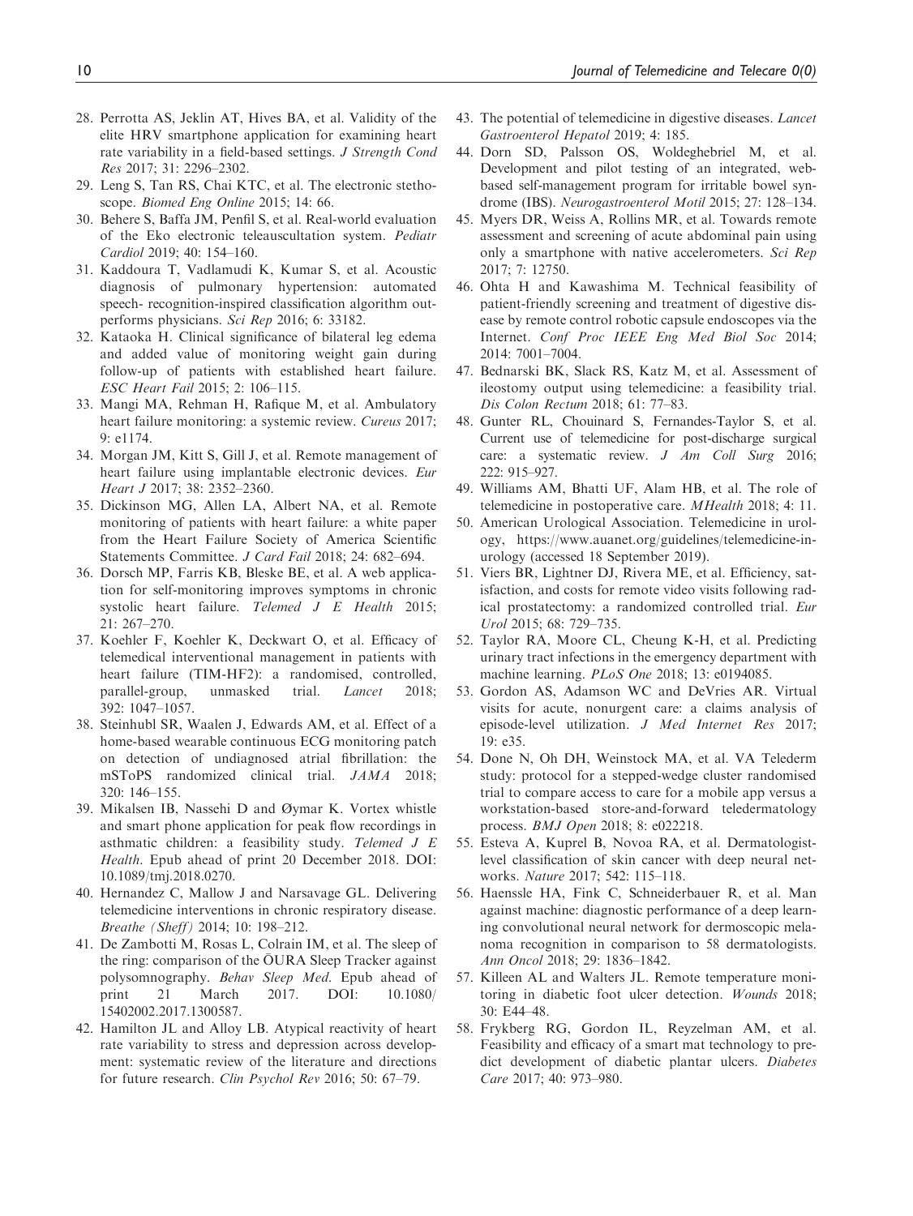28. Perrotta AS, Jeklin AT, Hives BA, et al. Validity of the elite HRV smartphone application for examining heart rate variability in a field-based settings. *J Strength Cond Res* 2017; 31: 2296–2302.
29. Leng S, Tan RS, Chai KTC, et al. The electronic stethoscope. *Biomed Eng Online* 2015; 14: 66.
30. Behere S, Baffa JM, Penfil S, et al. Real-world evaluation of the Eko electronic teleauscultation system. *Pediatr Cardiol* 2019; 40: 154–160.
31. Kaddoura T, Vadlamudi K, Kumar S, et al. Acoustic diagnosis of pulmonary hypertension: automated speech- recognition-inspired classification algorithm outperforms physicians. *Sci Rep* 2016; 6: 33182.
32. Kataoka H. Clinical significance of bilateral leg edema and added value of monitoring weight gain during follow-up of patients with established heart failure. *ESC Heart Fail* 2015; 2: 106–115.
33. Mangi MA, Rehman H, Rafique M, et al. Ambulatory heart failure monitoring: a systemic review. *Cureus* 2017; 9: e1174.
34. Morgan JM, Kitt S, Gill J, et al. Remote management of heart failure using implantable electronic devices. *Eur Heart J* 2017; 38: 2352–2360.
35. Dickinson MG, Allen LA, Albert NA, et al. Remote monitoring of patients with heart failure: a white paper from the Heart Failure Society of America Scientific Statements Committee. *J Card Fail* 2018; 24: 682–694.
36. Dorsch MP, Farris KB, Bleske BE, et al. A web application for self-monitoring improves symptoms in chronic systolic heart failure. *Telemed J E Health* 2015; 21: 267–270.
37. Koehler F, Koehler K, Deckwart O, et al. Efficacy of telemedical interventional management in patients with heart failure (TIM-HF2): a randomised, controlled, parallel-group, unmasked trial. *Lancet* 2018; 392: 1047–1057.
38. Steinhubl SR, Waalen J, Edwards AM, et al. Effect of a home-based wearable continuous ECG monitoring patch on detection of undiagnosed atrial fibrillation: the mSToPS randomized clinical trial. *JAMA* 2018; 320: 146–155.
39. Mikalsen IB, Nassehi D and Øymar K. Vortex whistle and smart phone application for peak flow recordings in asthmatic children: a feasibility study. *Telemed J E Health*. Epub ahead of print 20 December 2018. DOI: 10.1089/tmj.2018.0270.
40. Hernandez C, Mallow J and Narsavage GL. Delivering telemedicine interventions in chronic respiratory disease. *Breathe (Sheff)* 2014; 10: 198–212.
41. De Zambotti M, Rosas L, Colrain IM, et al. The sleep of the ring: comparison of the ŌURA Sleep Tracker against polysomnography. *Behav Sleep Med*. Epub ahead of print 21 March 2017. DOI: 10.1080/15402002.2017.1300587.
42. Hamilton JL and Alloy LB. Atypical reactivity of heart rate variability to stress and depression across development: systematic review of the literature and directions for future research. *Clin Psychol Rev* 2016; 50: 67–79.
43. The potential of telemedicine in digestive diseases. *Lancet Gastroenterol Hepatol* 2019; 4: 185.
44. Dorn SD, Palsson OS, Woldeghebriel M, et al. Development and pilot testing of an integrated, web-based self-management program for irritable bowel syndrome (IBS). *Neurogastroenterol Motil* 2015; 27: 128–134.
45. Myers DR, Weiss A, Rollins MR, et al. Towards remote assessment and screening of acute abdominal pain using only a smartphone with native accelerometers. *Sci Rep* 2017; 7: 12750.
46. Ohta H and Kawashima M. Technical feasibility of patient-friendly screening and treatment of digestive disease by remote control robotic capsule endoscopes via the Internet. *Conf Proc IEEE Eng Med Biol Soc* 2014; 2014: 7001–7004.
47. Bednarski BK, Slack RS, Katz M, et al. Assessment of ileostomy output using telemedicine: a feasibility trial. *Dis Colon Rectum* 2018; 61: 77–83.
48. Gunter RL, Chouinard S, Fernandes-Taylor S, et al. Current use of telemedicine for post-discharge surgical care: a systematic review. *J Am Coll Surg* 2016; 222: 915–927.
49. Williams AM, Bhatti UF, Alam HB, et al. The role of telemedicine in postoperative care. *MHealth* 2018; 4: 11.
50. American Urological Association. Telemedicine in urology, https://www.auanet.org/guidelines/telemedicine-in-urology (accessed 18 September 2019).
51. Viers BR, Lightner DJ, Rivera ME, et al. Efficiency, satisfaction, and costs for remote video visits following radical prostatectomy: a randomized controlled trial. *Eur Urol* 2015; 68: 729–735.
52. Taylor RA, Moore CL, Cheung K-H, et al. Predicting urinary tract infections in the emergency department with machine learning. *PLoS One* 2018; 13: e0194085.
53. Gordon AS, Adamson WC and DeVries AR. Virtual visits for acute, nonurgent care: a claims analysis of episode-level utilization. *J Med Internet Res* 2017; 19: e35.
54. Done N, Oh DH, Weinstock MA, et al. VA Telederm study: protocol for a stepped-wedge cluster randomised trial to compare access to care for a mobile app versus a workstation-based store-and-forward teledermatology process. *BMJ Open* 2018; 8: e022218.
55. Esteva A, Kuprel B, Novoa RA, et al. Dermatologist-level classification of skin cancer with deep neural networks. *Nature* 2017; 542: 115–118.
56. Haenssle HA, Fink C, Schneiderbauer R, et al. Man against machine: diagnostic performance of a deep learning convolutional neural network for dermoscopic melanoma recognition in comparison to 58 dermatologists. *Ann Oncol* 2018; 29: 1836–1842.
57. Killeen AL and Walters JL. Remote temperature monitoring in diabetic foot ulcer detection. *Wounds* 2018; 30: E44–48.
58. Frykberg RG, Gordon IL, Reyzelman AM, et al. Feasibility and efficacy of a smart mat technology to predict development of diabetic plantar ulcers. *Diabetes Care* 2017; 40: 973–980.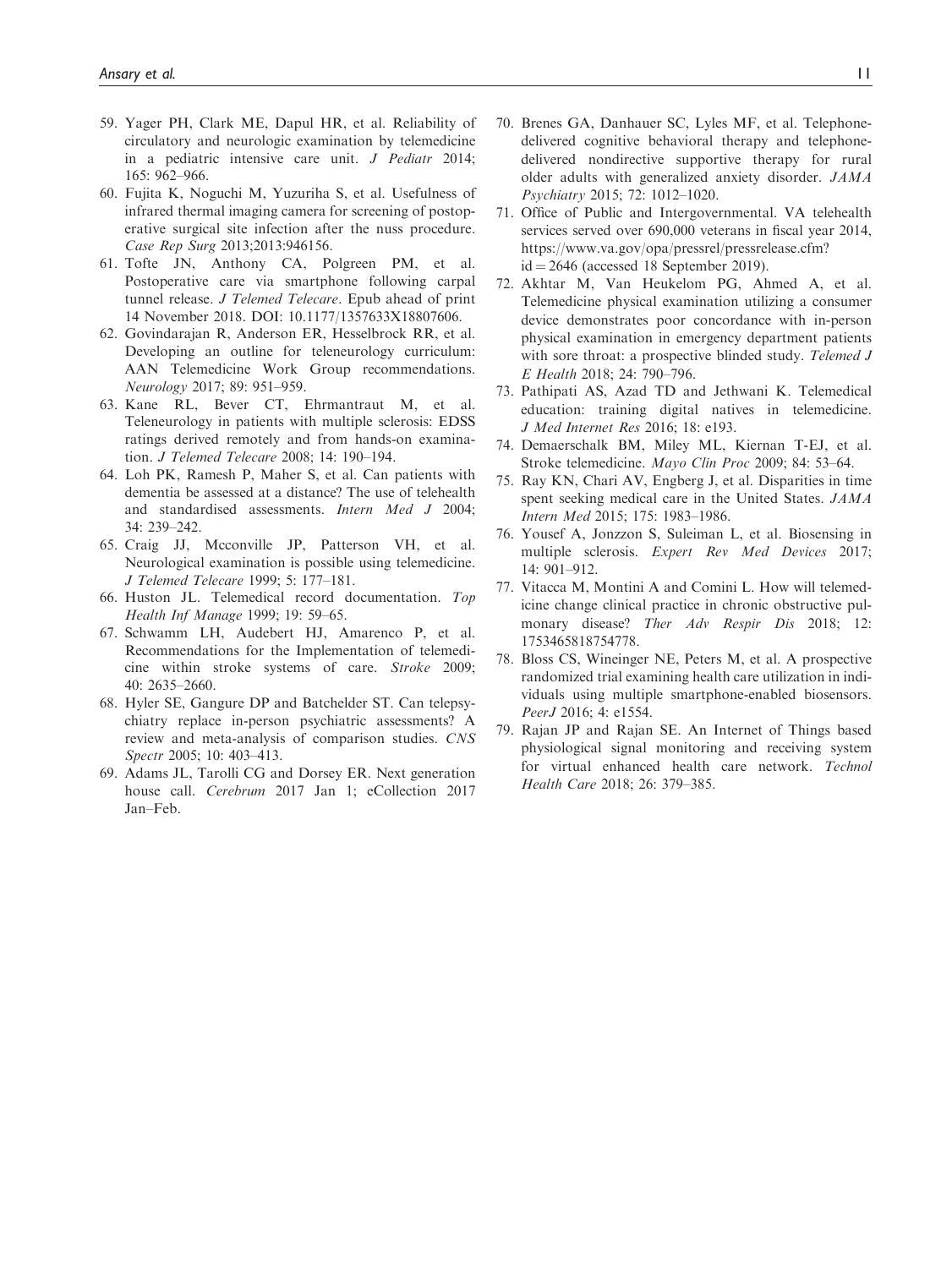59. Yager PH, Clark ME, Dapul HR, et al. Reliability of circulatory and neurologic examination by telemedicine in a pediatric intensive care unit. *J Pediatr* 2014; 165: 962–966.
60. Fujita K, Noguchi M, Yuzuriha S, et al. Usefulness of infrared thermal imaging camera for screening of postoperative surgical site infection after the nuss procedure. *Case Rep Surg* 2013;2013:946156.
61. Tofte JN, Anthony CA, Polgreen PM, et al. Postoperative care via smartphone following carpal tunnel release. *J Telemed Telecare*. Epub ahead of print 14 November 2018. DOI: 10.1177/1357633X18807606.
62. Govindarajan R, Anderson ER, Hesselbrock RR, et al. Developing an outline for teleneurology curriculum: AAN Telemedicine Work Group recommendations. *Neurology* 2017; 89: 951–959.
63. Kane RL, Bever CT, Ehrmantraut M, et al. Teleneurology in patients with multiple sclerosis: EDSS ratings derived remotely and from hands-on examination. *J Telemed Telecare* 2008; 14: 190–194.
64. Loh PK, Ramesh P, Maher S, et al. Can patients with dementia be assessed at a distance? The use of telehealth and standardised assessments. *Intern Med J* 2004; 34: 239–242.
65. Craig JJ, Mcconville JP, Patterson VH, et al. Neurological examination is possible using telemedicine. *J Telemed Telecare* 1999; 5: 177–181.
66. Huston JL. Telemedical record documentation. *Top Health Inf Manage* 1999; 19: 59–65.
67. Schwamm LH, Audebert HJ, Amarenco P, et al. Recommendations for the Implementation of telemedicine within stroke systems of care. *Stroke* 2009; 40: 2635–2660.
68. Hyler SE, Gangure DP and Batchelder ST. Can telepsychiatry replace in-person psychiatric assessments? A review and meta-analysis of comparison studies. *CNS Spectr* 2005; 10: 403–413.
69. Adams JL, Tarolli CG and Dorsey ER. Next generation house call. *Cerebrum* 2017 Jan 1; eCollection 2017 Jan–Feb.
70. Brenes GA, Danhauer SC, Lyles MF, et al. Telephone-delivered cognitive behavioral therapy and telephone-delivered nondirective supportive therapy for rural older adults with generalized anxiety disorder. *JAMA Psychiatry* 2015; 72: 1012–1020.
71. Office of Public and Intergovernmental. VA telehealth services served over 690,000 veterans in fiscal year 2014, https://www.va.gov/opa/pressrel/pressrelease.cfm?id = 2646 (accessed 18 September 2019).
72. Akhtar M, Van Heukelom PG, Ahmed A, et al. Telemedicine physical examination utilizing a consumer device demonstrates poor concordance with in-person physical examination in emergency department patients with sore throat: a prospective blinded study. *Telemed J E Health* 2018; 24: 790–796.
73. Pathipati AS, Azad TD and Jethwani K. Telemedical education: training digital natives in telemedicine. *J Med Internet Res* 2016; 18: e193.
74. Demaerschalk BM, Miley ML, Kiernan T-EJ, et al. Stroke telemedicine. *Mayo Clin Proc* 2009; 84: 53–64.
75. Ray KN, Chari AV, Engberg J, et al. Disparities in time spent seeking medical care in the United States. *JAMA Intern Med* 2015; 175: 1983–1986.
76. Yousef A, Jonzzon S, Suleiman L, et al. Biosensing in multiple sclerosis. *Expert Rev Med Devices* 2017; 14: 901–912.
77. Vitacca M, Montini A and Comini L. How will telemedicine change clinical practice in chronic obstructive pulmonary disease? *Ther Adv Respir Dis* 2018; 12: 1753465818754778.
78. Bloss CS, Wineinger NE, Peters M, et al. A prospective randomized trial examining health care utilization in individuals using multiple smartphone-enabled biosensors. *PeerJ* 2016; 4: e1554.
79. Rajan JP and Rajan SE. An Internet of Things based physiological signal monitoring and receiving system for virtual enhanced health care network. *Technol Health Care* 2018; 26: 379–385.